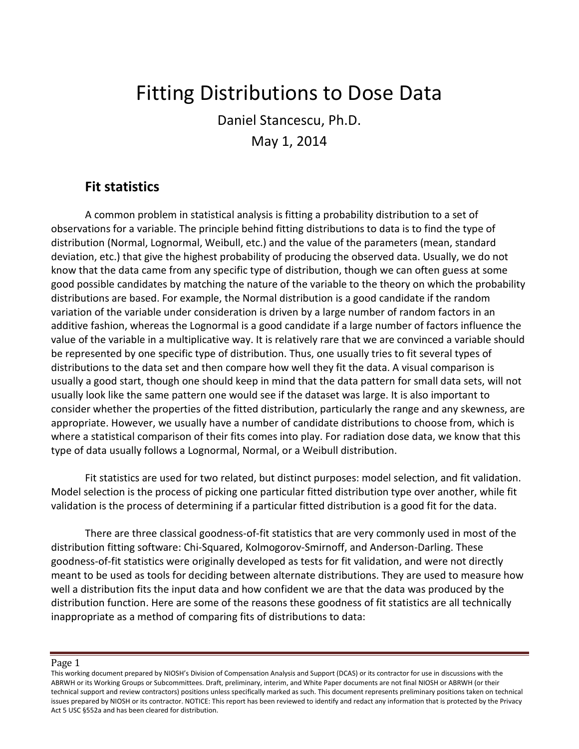# Fitting Distributions to Dose Data

Daniel Stancescu, Ph.D.

May 1, 2014

## Fit statistics

A common problem in statistical analysis is fitting a probability distribution to a set of observations for a variable. The principle behind fitting distributions to data is to find the type of distribution (Normal, Lognormal, Weibull, etc.) and the value of the parameters (mean, standard deviation, etc.) that give the highest probability of producing the observed data. Usually, we do not know that the data came from any specific type of distribution, though we can often guess at some good possible candidates by matching the nature of the variable to the theory on which the probability distributions are based. For example, the Normal distribution is a good candidate if the random variation of the variable under consideration is driven by a large number of random factors in an additive fashion, whereas the Lognormal is a good candidate if a large number of factors influence the value of the variable in a multiplicative way. It is relatively rare that we are convinced a variable should be represented by one specific type of distribution. Thus, one usually tries to fit several types of distributions to the data set and then compare how well they fit the data. A visual comparison is usually a good start, though one should keep in mind that the data pattern for small data sets, will not usually look like the same pattern one would see if the dataset was large. It is also important to consider whether the properties of the fitted distribution, particularly the range and any skewness, are appropriate. However, we usually have a number of candidate distributions to choose from, which is where a statistical comparison of their fits comes into play. For radiation dose data, we know that this type of data usually follows a Lognormal, Normal, or a Weibull distribution.

Fit statistics are used for two related, but distinct purposes: model selection, and fit validation. Model selection is the process of picking one particular fitted distribution type over another, while fit validation is the process of determining if a particular fitted distribution is a good fit for the data.

There are three classical goodness-of-fit statistics that are very commonly used in most of the distribution fitting software: Chi-Squared, Kolmogorov-Smirnoff, and Anderson-Darling. These goodness-of-fit statistics were originally developed as tests for fit validation, and were not directly meant to be used as tools for deciding between alternate distributions. They are used to measure how well a distribution fits the input data and how confident we are that the data was produced by the distribution function. Here are some of the reasons these goodness of fit statistics are all technically inappropriate as a method of comparing fits of distributions to data:

This working document prepared by NIOSH's Division of Compensation Analysis and Support (DCAS) or its contractor for use in discussions with the ABRWH or its Working Groups or Subcommittees. Draft, preliminary, interim, and White Paper documents are not final NIOSH or ABRWH (or their technical support and review contractors) positions unless specifically marked as such. This document represents preliminary positions taken on technical issues prepared by NIOSH or its contractor. NOTICE: This report has been reviewed to identify and redact any information that is protected by the Privacy Act 5 USC §552a and has been cleared for distribution.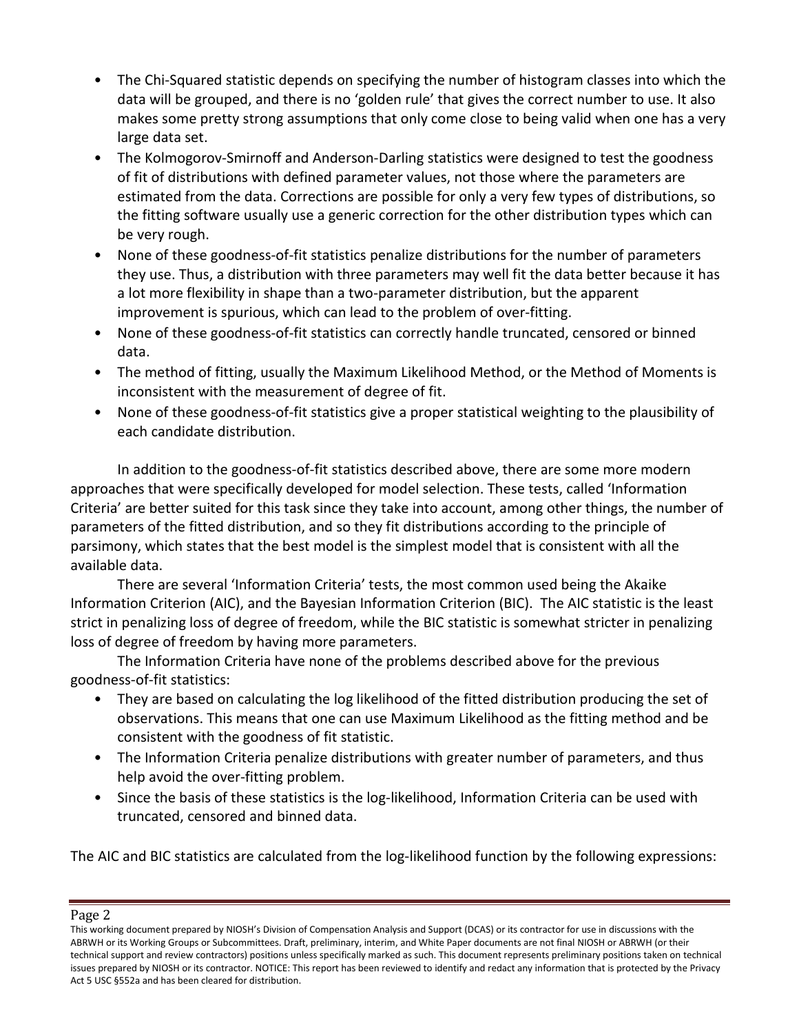- The Chi-Squared statistic depends on specifying the number of histogram classes into which the data will be grouped, and there is no 'golden rule' that gives the correct number to use. It also makes some pretty strong assumptions that only come close to being valid when one has a very large data set.
- The Kolmogorov-Smirnoff and Anderson-Darling statistics were designed to test the goodness of fit of distributions with defined parameter values, not those where the parameters are estimated from the data. Corrections are possible for only a very few types of distributions, so the fitting software usually use a generic correction for the other distribution types which can be very rough.
- None of these goodness-of-fit statistics penalize distributions for the number of parameters they use. Thus, a distribution with three parameters may well fit the data better because it has a lot more flexibility in shape than a two-parameter distribution, but the apparent improvement is spurious, which can lead to the problem of over-fitting.
- None of these goodness-of-fit statistics can correctly handle truncated, censored or binned data.
- The method of fitting, usually the Maximum Likelihood Method, or the Method of Moments is inconsistent with the measurement of degree of fit.
- None of these goodness-of-fit statistics give a proper statistical weighting to the plausibility of each candidate distribution.

In addition to the goodness-of-fit statistics described above, there are some more modern approaches that were specifically developed for model selection. These tests, called 'Information Criteria' are better suited for this task since they take into account, among other things, the number of parameters of the fitted distribution, and so they fit distributions according to the principle of parsimony, which states that the best model is the simplest model that is consistent with all the available data.

There are several 'Information Criteria' tests, the most common used being the Akaike Information Criterion (AIC), and the Bayesian Information Criterion (BIC). The AIC statistic is the least strict in penalizing loss of degree of freedom, while the BIC statistic is somewhat stricter in penalizing loss of degree of freedom by having more parameters.

The Information Criteria have none of the problems described above for the previous goodness-of-fit statistics:

- They are based on calculating the log likelihood of the fitted distribution producing the set of observations. This means that one can use Maximum Likelihood as the fitting method and be consistent with the goodness of fit statistic.
- The Information Criteria penalize distributions with greater number of parameters, and thus help avoid the over-fitting problem.
- Since the basis of these statistics is the log-likelihood, Information Criteria can be used with truncated, censored and binned data.

The AIC and BIC statistics are calculated from the log-likelihood function by the following expressions: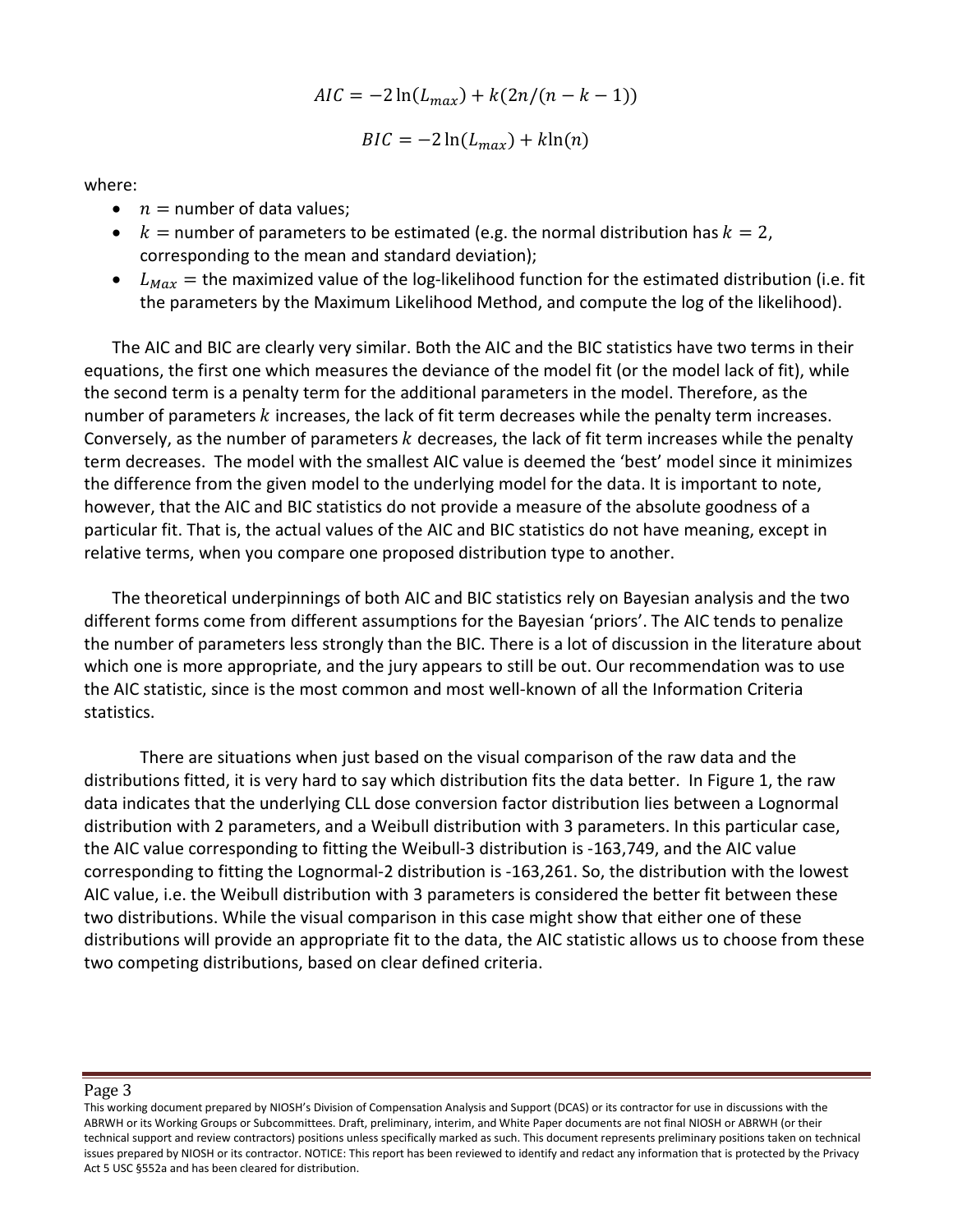$$AIC = -2\ln(L_{max}) + k(2n/(n-k-1))$$

$$BIC = -2\ln(L_{max}) + k\ln(n)$$

where:

- $n$ = number of data values;
- $k$ = number of parameters to be estimated (e.g. the normal distribution has $k = 2$, corresponding to the mean and standard deviation);
- $L_{Max}$ = the maximized value of the log-likelihood function for the estimated distribution (i.e. fit the parameters by the Maximum Likelihood Method, and compute the log of the likelihood).

The AIC and BIC are clearly very similar. Both the AIC and the BIC statistics have two terms in their equations, the first one which measures the deviance of the model fit (or the model lack of fit), while the second term is a penalty term for the additional parameters in the model. Therefore, as the number of parameters $k$ increases, the lack of fit term decreases while the penalty term increases. Conversely, as the number of parameters $k$ decreases, the lack of fit term increases while the penalty term decreases. The model with the smallest AIC value is deemed the 'best' model since it minimizes the difference from the given model to the underlying model for the data. It is important to note, however, that the AIC and BIC statistics do not provide a measure of the absolute goodness of a particular fit. That is, the actual values of the AIC and BIC statistics do not have meaning, except in relative terms, when you compare one proposed distribution type to another.

The theoretical underpinnings of both AIC and BIC statistics rely on Bayesian analysis and the two different forms come from different assumptions for the Bayesian 'priors'. The AIC tends to penalize the number of parameters less strongly than the BIC. There is a lot of discussion in the literature about which one is more appropriate, and the jury appears to still be out. Our recommendation was to use the AIC statistic, since is the most common and most well-known of all the Information Criteria statistics.

There are situations when just based on the visual comparison of the raw data and the distributions fitted, it is very hard to say which distribution fits the data better. In Figure 1, the raw data indicates that the underlying CLL dose conversion factor distribution lies between a Lognormal distribution with 2 parameters, and a Weibull distribution with 3 parameters. In this particular case, the AIC value corresponding to fitting the Weibull-3 distribution is -163,749, and the AIC value corresponding to fitting the Lognormal-2 distribution is -163,261. So, the distribution with the lowest AIC value, i.e. the Weibull distribution with 3 parameters is considered the better fit between these two distributions. While the visual comparison in this case might show that either one of these distributions will provide an appropriate fit to the data, the AIC statistic allows us to choose from these two competing distributions, based on clear defined criteria.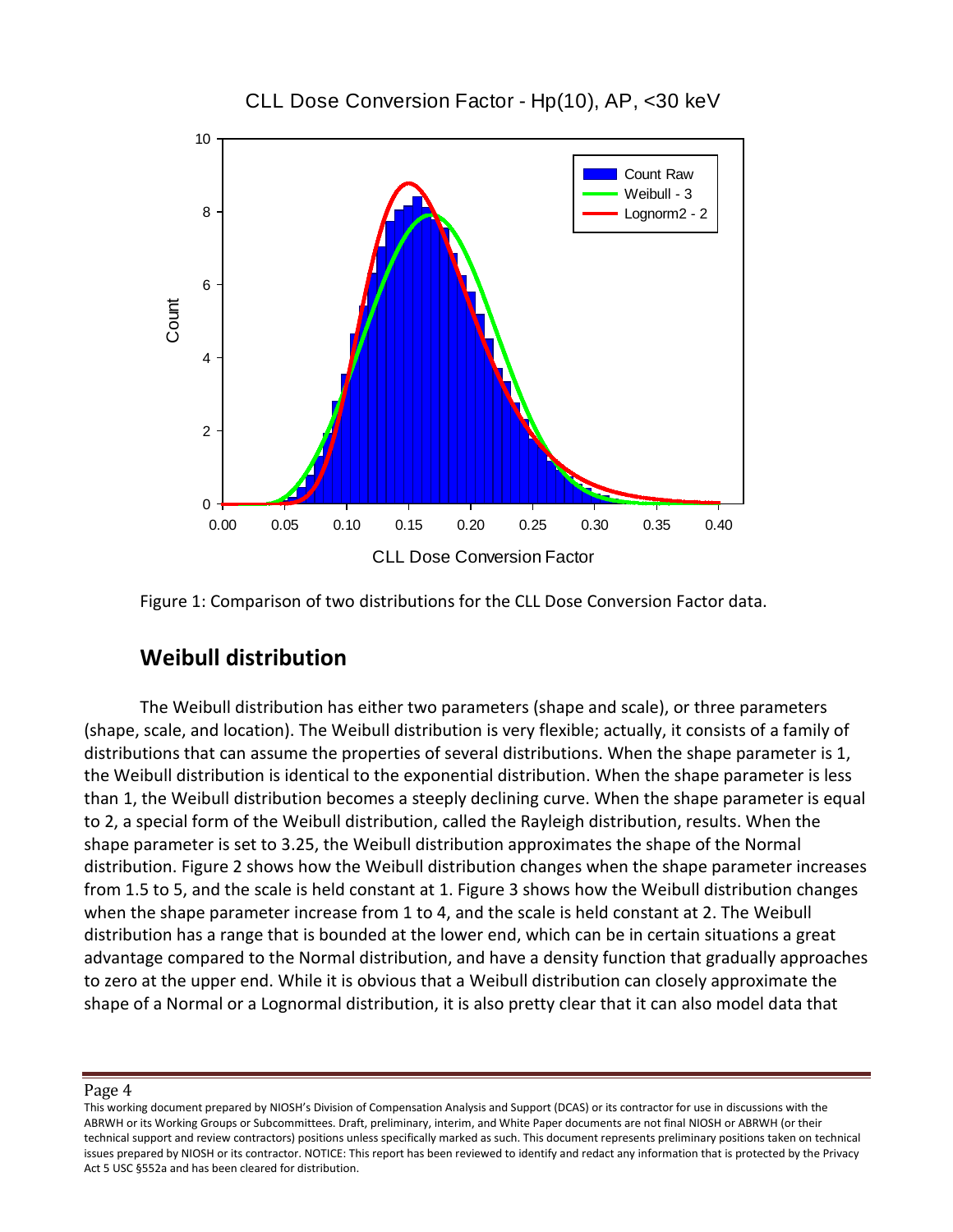Figure 1: Comparison of two distributions for the CLL Dose Conversion Factor data.

## Weibull distribution

The Weibull distribution has either two parameters (shape and scale), or three parameters (shape, scale, and location). The Weibull distribution is very flexible; actually, it consists of a family of distributions that can assume the properties of several distributions. When the shape parameter is 1, the Weibull distribution is identical to the exponential distribution. When the shape parameter is less than 1, the Weibull distribution becomes a steeply declining curve. When the shape parameter is equal to 2, a special form of the Weibull distribution, called the Rayleigh distribution, results. When the shape parameter is set to 3.25, the Weibull distribution approximates the shape of the Normal distribution. Figure 2 shows how the Weibull distribution changes when the shape parameter increases from 1.5 to 5, and the scale is held constant at 1. Figure 3 shows how the Weibull distribution changes when the shape parameter increase from 1 to 4, and the scale is held constant at 2. The Weibull distribution has a range that is bounded at the lower end, which can be in certain situations a great advantage compared to the Normal distribution, and have a density function that gradually approaches to zero at the upper end. While it is obvious that a Weibull distribution can closely approximate the shape of a Normal or a Lognormal distribution, it is also pretty clear that it can also model data that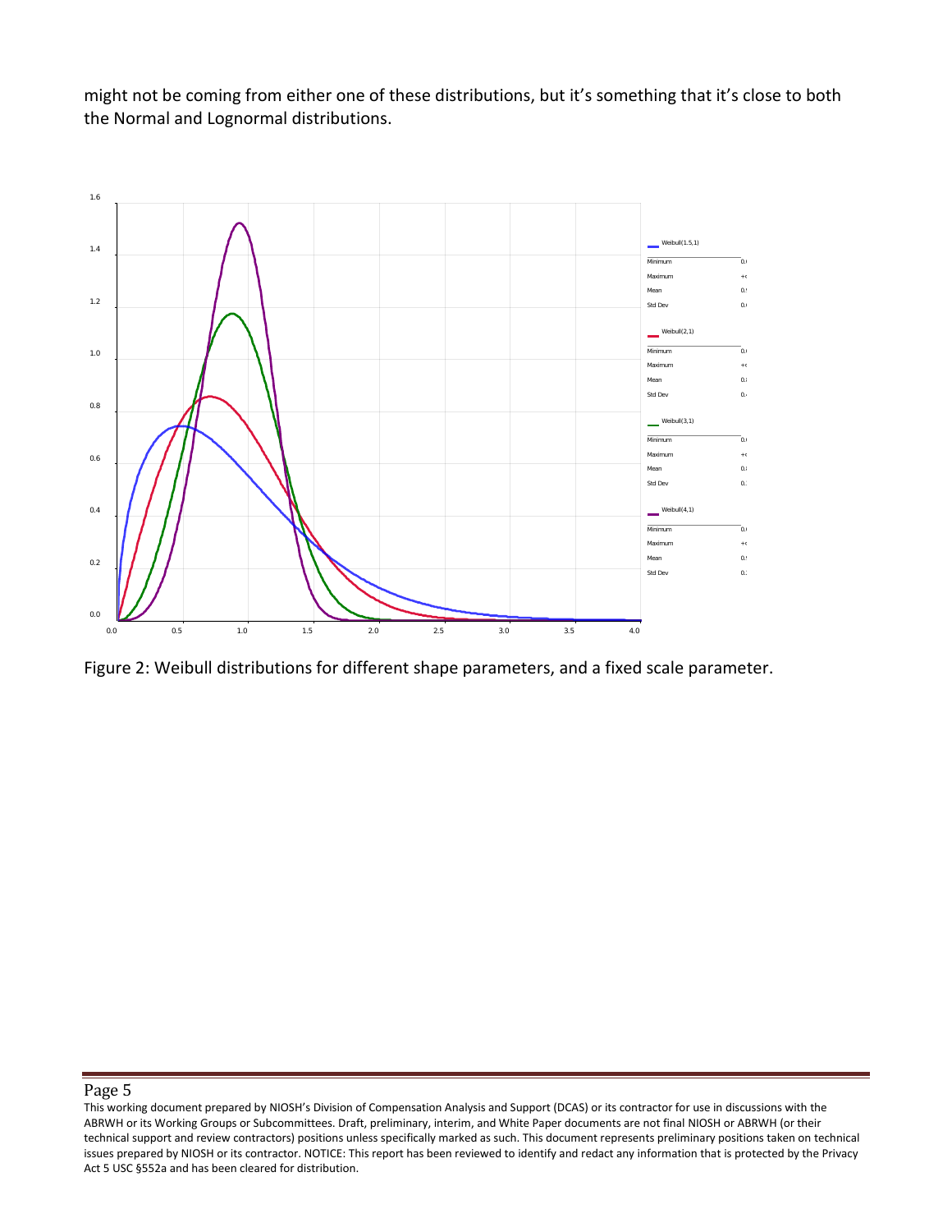might not be coming from either one of these distributions, but it's something that it's close to both the Normal and Lognormal distributions.

Figure 2: Weibull distributions for different shape parameters, and a fixed scale parameter.

This working document prepared by NIOSH's Division of Compensation Analysis and Support (DCAS) or its contractor for use in discussions with the ABRWH or its Working Groups or Subcommittees. Draft, preliminary, interim, and White Paper documents are not final NIOSH or ABRWH (or their technical support and review contractors) positions unless specifically marked as such. This document represents preliminary positions taken on technical issues prepared by NIOSH or its contractor. NOTICE: This report has been reviewed to identify and redact any information that is protected by the Privacy Act 5 USC §552a and has been cleared for distribution.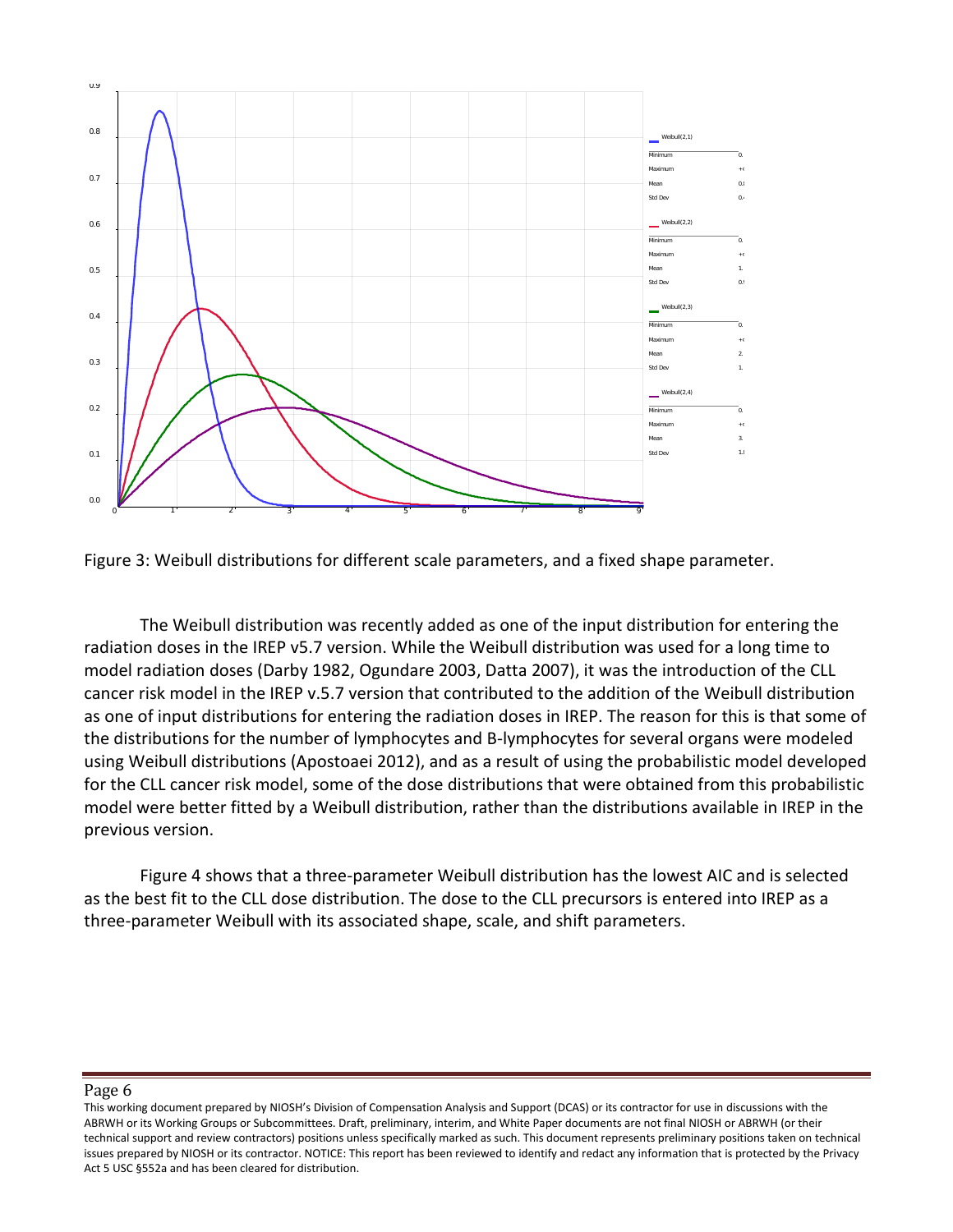Figure 3: Weibull distributions for different scale parameters, and a fixed shape parameter.

The Weibull distribution was recently added as one of the input distribution for entering the radiation doses in the IREP v5.7 version. While the Weibull distribution was used for a long time to model radiation doses (Darby 1982, Ogundare 2003, Datta 2007), it was the introduction of the CLL cancer risk model in the IREP v.5.7 version that contributed to the addition of the Weibull distribution as one of input distributions for entering the radiation doses in IREP. The reason for this is that some of the distributions for the number of lymphocytes and B-lymphocytes for several organs were modeled using Weibull distributions (Apostoaei 2012), and as a result of using the probabilistic model developed for the CLL cancer risk model, some of the dose distributions that were obtained from this probabilistic model were better fitted by a Weibull distribution, rather than the distributions available in IREP in the previous version.

Figure 4 shows that a three-parameter Weibull distribution has the lowest AIC and is selected as the best fit to the CLL dose distribution. The dose to the CLL precursors is entered into IREP as a three-parameter Weibull with its associated shape, scale, and shift parameters.

This working document prepared by NIOSH's Division of Compensation Analysis and Support (DCAS) or its contractor for use in discussions with the ABRWH or its Working Groups or Subcommittees. Draft, preliminary, interim, and White Paper documents are not final NIOSH or ABRWH (or their technical support and review contractors) positions unless specifically marked as such. This document represents preliminary positions taken on technical issues prepared by NIOSH or its contractor. NOTICE: This report has been reviewed to identify and redact any information that is protected by the Privacy Act 5 USC §552a and has been cleared for distribution.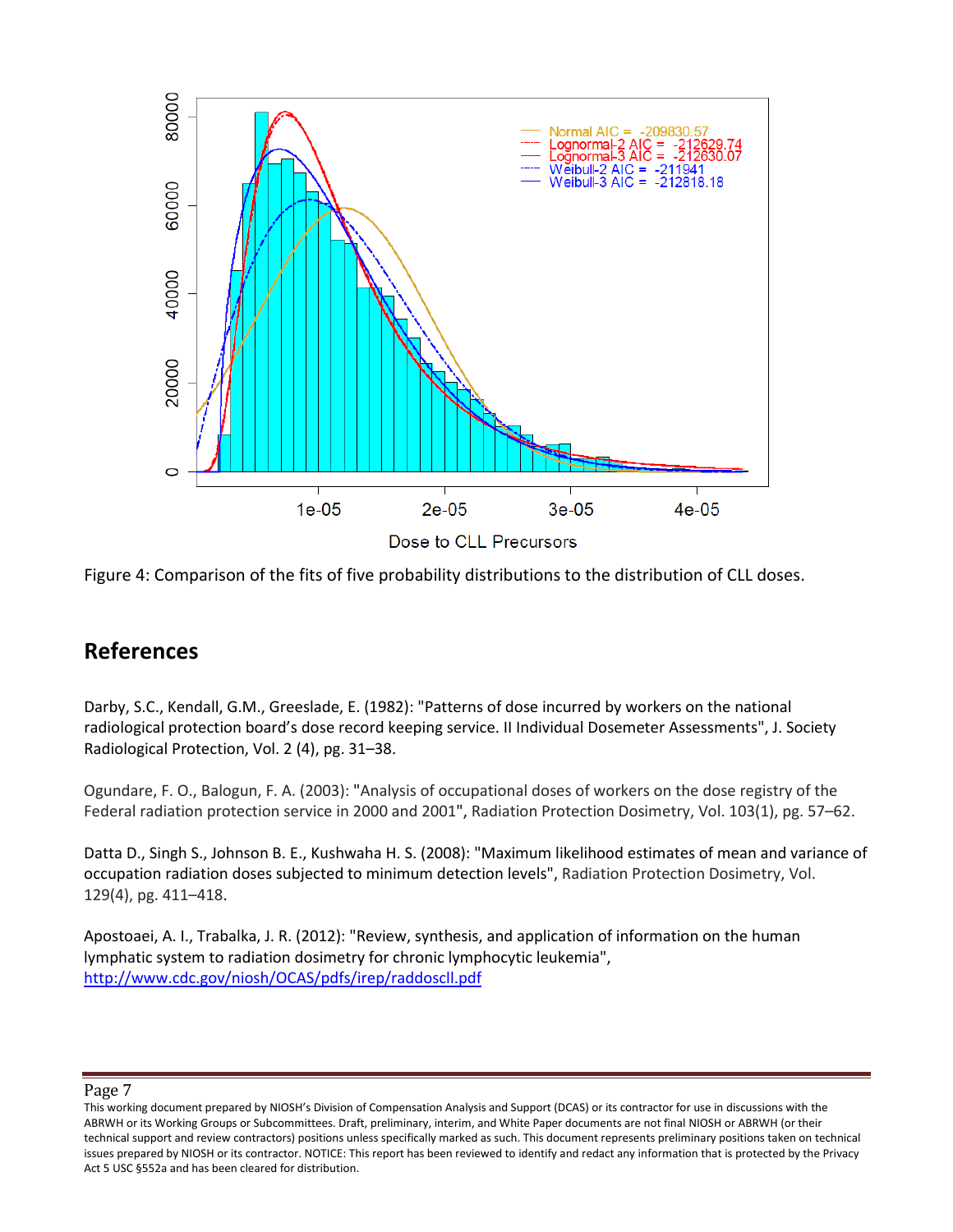Normal AIC = -209830.57
Lognormal-2 AIC = -212629.74
Lognormal-3 AIC = -212630.07
Weibull-2 AIC = -211941
Weibull-3 AIC = -212818.18

80000
60000
40000
20000
0

1e-05
2e-05
3e-05
4e-05

Dose to CLL Precursors

Figure 4: Comparison of the fits of five probability distributions to the distribution of CLL doses.

## References

Darby, S.C., Kendall, G.M., Greeslade, E. (1982): "Patterns of dose incurred by workers on the national radiological protection board's dose record keeping service. II Individual Dosemeter Assessments", J. Society Radiological Protection, Vol. 2 (4), pg. 31–38.

Ogundare, F. O., Balogun, F. A. (2003): "Analysis of occupational doses of workers on the dose registry of the Federal radiation protection service in 2000 and 2001", Radiation Protection Dosimetry, Vol. 103(1), pg. 57–62.

Datta D., Singh S., Johnson B. E., Kushwaha H. S. (2008): "Maximum likelihood estimates of mean and variance of occupation radiation doses subjected to minimum detection levels", Radiation Protection Dosimetry, Vol. 129(4), pg. 411–418.

Apostoaei, A. I., Trabalka, J. R. (2012): "Review, synthesis, and application of information on the human lymphatic system to radiation dosimetry for chronic lymphocytic leukemia", http://www.cdc.gov/niosh/OCAS/pdfs/irep/raddoscll.pdf

This working document prepared by NIOSH's Division of Compensation Analysis and Support (DCAS) or its contractor for use in discussions with the ABRWH or its Working Groups or Subcommittees. Draft, preliminary, interim, and White Paper documents are not final NIOSH or ABRWH (or their technical support and review contractors) positions unless specifically marked as such. This document represents preliminary positions taken on technical issues prepared by NIOSH or its contractor. NOTICE: This report has been reviewed to identify and redact any information that is protected by the Privacy Act 5 USC §552a and has been cleared for distribution.